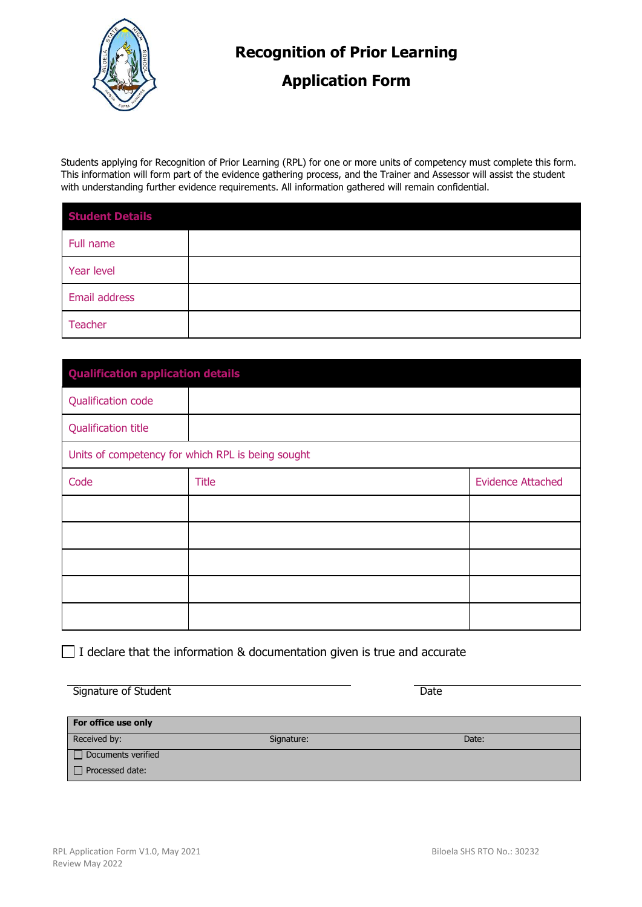# Recognition of Prior Learning

## Application Form

Students applying for Recognition of Prior Learning (RPL) for one or more units of competency must complete this form. This information will form part of the evidence gathering process, and the Trainer and Assessor will assist the student with understanding further evidence requirements. All information gathered will remain confidential.

| Student Details | |
|---|---|
| Full name | |
| Year level | |
| Email address | |
| Teacher | |

| Qualification application details | | |
|---|---|---|
| Qualification code | | |
| Qualification title | | |
| Units of competency for which RPL is being sought | | |
| Code | Title | Evidence Attached |
| | | |
| | | |
| | | |
| | | |
| | | |

☐ I declare that the information & documentation given is true and accurate

Signature of Student ______________________ Date ______________

| For office use only | | |
|---|---|---|
| Received by: | Signature: | Date: |
| ☐ Documents verified | | |
| ☐ Processed date: | | |

RPL Application Form V1.0, May 2021
Review May 2022

Biloela SHS RTO No.: 30232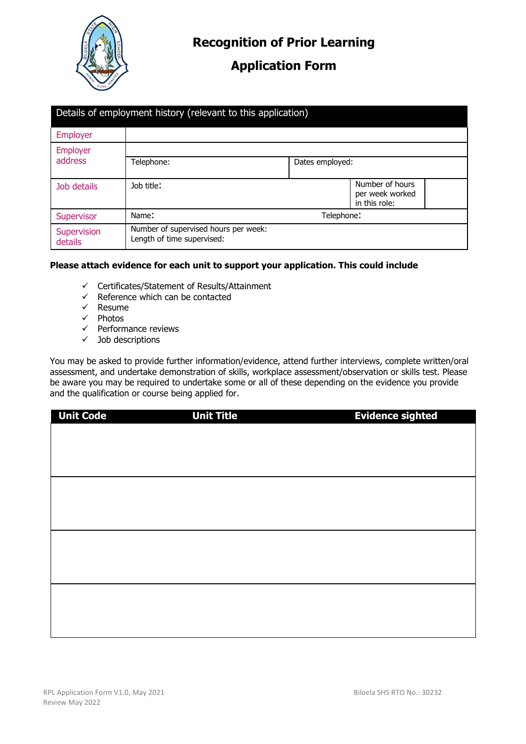# Recognition of Prior Learning

## Application Form

| Details of employment history (relevant to this application) | | | | |
|---|---|---|---|---|
| Employer | | | | |
| Employer address | | | | |
| | Telephone: | Dates employed: | | |
| Job details | Job title: | | Number of hours per week worked in this role: | |
| Supervisor | Name: | Telephone: | | |
| Supervision details | Number of supervised hours per week:<br>Length of time supervised: | | | |

**Please attach evidence for each unit to support your application. This could include**

- ✓ Certificates/Statement of Results/Attainment
- ✓ Reference which can be contacted
- ✓ Resume
- ✓ Photos
- ✓ Performance reviews
- ✓ Job descriptions

You may be asked to provide further information/evidence, attend further interviews, complete written/oral assessment, and undertake demonstration of skills, workplace assessment/observation or skills test. Please be aware you may be required to undertake some or all of these depending on the evidence you provide and the qualification or course being applied for.

| Unit Code | Unit Title | Evidence sighted |
|---|---|---|
| | | |
| | | |
| | | |
| | | |

RPL Application Form V1.0, May 2021
Review May 2022

Biloela SHS RTO No.: 30232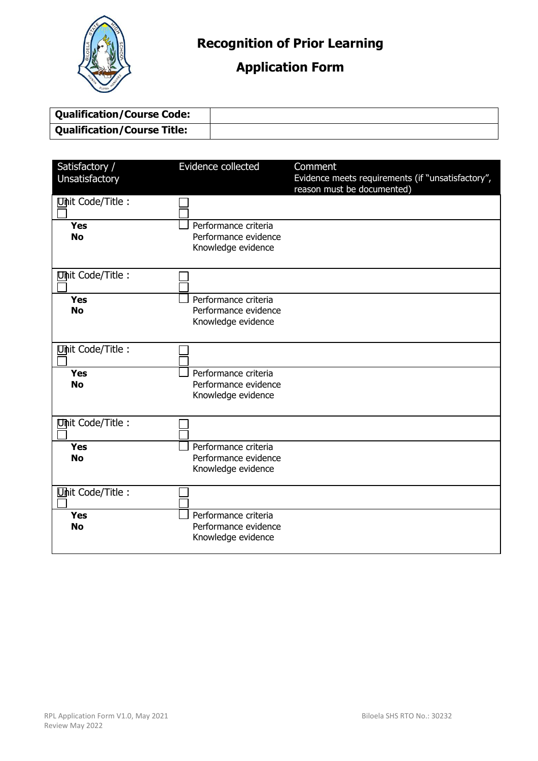# Recognition of Prior Learning

# Application Form

| Qualification/Course Code: | |
|---|---|
| Qualification/Course Title: | |

| Satisfactory / Unsatisfactory | Evidence collected | Comment<br>Evidence meets requirements (if "unsatisfactory", reason must be documented) |
|---|---|---|
| Unit Code/Title : | | |
| ☐ Yes<br>☐ No | ☐ Performance criteria<br>☐ Performance evidence<br>☐ Knowledge evidence | |
| Unit Code/Title : | | |
| ☐ Yes<br>☐ No | ☐ Performance criteria<br>☐ Performance evidence<br>☐ Knowledge evidence | |
| Unit Code/Title : | | |
| ☐ Yes<br>☐ No | ☐ Performance criteria<br>☐ Performance evidence<br>☐ Knowledge evidence | |
| Unit Code/Title : | | |
| ☐ Yes<br>☐ No | ☐ Performance criteria<br>☐ Performance evidence<br>☐ Knowledge evidence | |
| Unit Code/Title : | | |
| ☐ Yes<br>☐ No | ☐ Performance criteria<br>☐ Performance evidence<br>☐ Knowledge evidence | |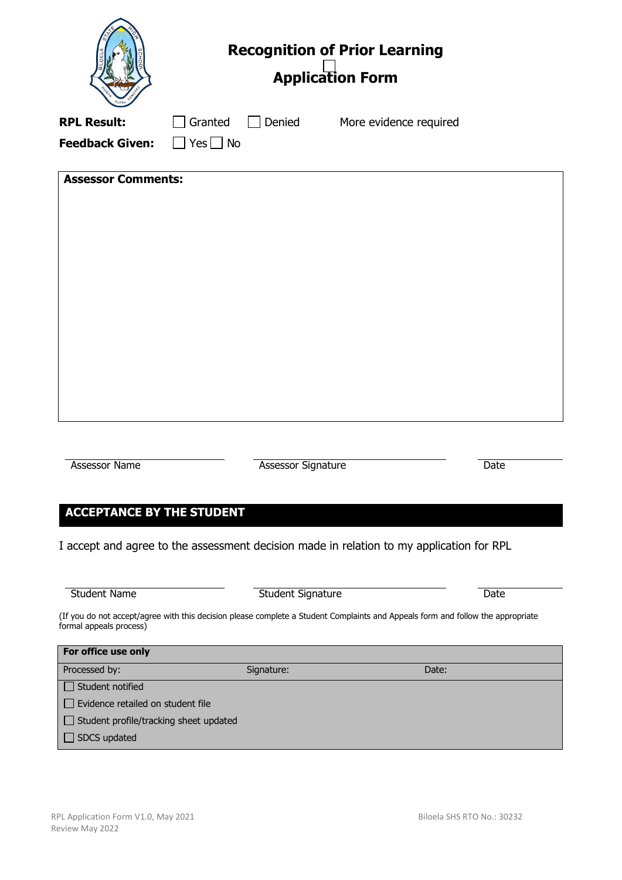# Recognition of Prior Learning Application Form

**RPL Result:** ☐ Granted ☐ Denied ☐ More evidence required

**Feedback Given:** ☐ Yes ☐ No

| **Assessor Comments:** |
| --- |
| |

Assessor Name                Assessor Signature                Date

## ACCEPTANCE BY THE STUDENT

I accept and agree to the assessment decision made in relation to my application for RPL

Student Name                Student Signature                Date

(If you do not accept/agree with this decision please complete a Student Complaints and Appeals form and follow the appropriate formal appeals process)

| **For office use only** | | |
| --- | --- | --- |
| Processed by: | Signature: | Date: |
| ☐ Student notified | | |
| ☐ Evidence retailed on student file | | |
| ☐ Student profile/tracking sheet updated | | |
| ☐ SDCS updated | | |

RPL Application Form V1.0, May 2021
Review May 2022

Biloela SHS RTO No.: 30232